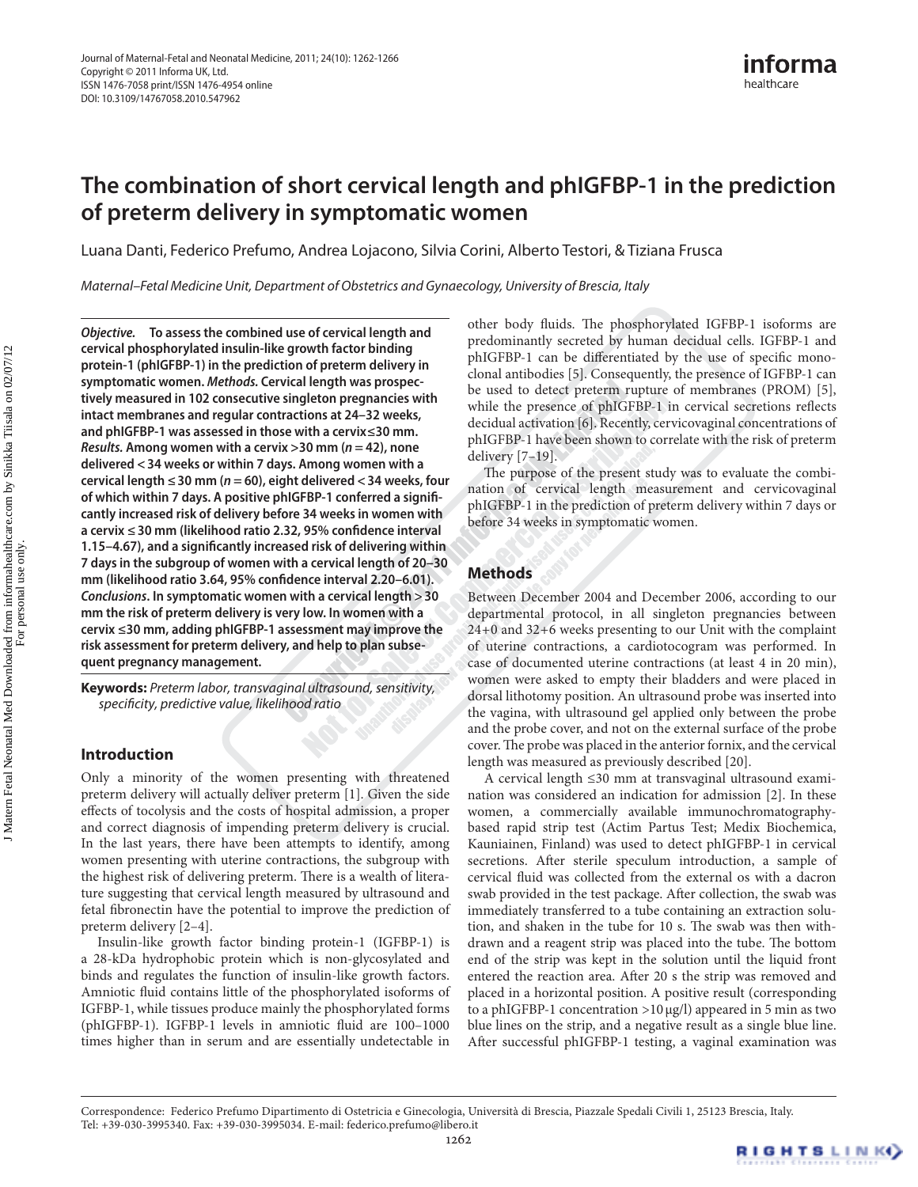# The combination of short cervical length and phIGFBP-1 in the prediction of preterm delivery in symptomatic women

Luana Danti, Federico Prefumo, Andrea Lojacono, Silvia Corini, Alberto Testori, & Tiziana Frusca

*Maternal–Fetal Medicine Unit, Department of Obstetrics and Gynaecology, University of Brescia, Italy*

***Objective.*** **To assess the combined use of cervical length and cervical phosphorylated insulin-like growth factor binding protein-1 (phIGFBP-1) in the prediction of preterm delivery in symptomatic women.** ***Methods.*** **Cervical length was prospectively measured in 102 consecutive singleton pregnancies with intact membranes and regular contractions at 24–32 weeks, and phIGFBP-1 was assessed in those with a cervix ≤ 30 mm.** ***Results.*** **Among women with a cervix > 30 mm (*n* = 42), none delivered < 34 weeks or within 7 days. Among women with a cervical length ≤ 30 mm (*n* = 60), eight delivered < 34 weeks, four of which within 7 days. A positive phIGFBP-1 conferred a significantly increased risk of delivery before 34 weeks in women with a cervix ≤ 30 mm (likelihood ratio 2.32, 95% confidence interval 1.15–4.67), and a significantly increased risk of delivering within 7 days in the subgroup of women with a cervical length of 20–30 mm (likelihood ratio 3.64, 95% confidence interval 2.20–6.01).** ***Conclusions.*** **In symptomatic women with a cervical length > 30 mm the risk of preterm delivery is very low. In women with a cervix ≤ 30 mm, adding phIGFBP-1 assessment may improve the risk assessment for preterm delivery, and help to plan subsequent pregnancy management.**

**Keywords:** *Preterm labor, transvaginal ultrasound, sensitivity, specificity, predictive value, likelihood ratio*

## Introduction

Only a minority of the women presenting with threatened preterm delivery will actually deliver preterm [1]. Given the side effects of tocolysis and the costs of hospital admission, a proper and correct diagnosis of impending preterm delivery is crucial. In the last years, there have been attempts to identify, among women presenting with uterine contractions, the subgroup with the highest risk of delivering preterm. There is a wealth of literature suggesting that cervical length measured by ultrasound and fetal fibronectin have the potential to improve the prediction of preterm delivery [2–4].

Insulin-like growth factor binding protein-1 (IGFBP-1) is a 28-kDa hydrophobic protein which is non-glycosylated and binds and regulates the function of insulin-like growth factors. Amniotic fluid contains little of the phosphorylated isoforms of IGFBP-1, while tissues produce mainly the phosphorylated forms (phIGFBP-1). IGFBP-1 levels in amniotic fluid are 100–1000 times higher than in serum and are essentially undetectable in other body fluids. The phosphorylated IGFBP-1 isoforms are predominantly secreted by human decidual cells. IGFBP-1 and phIGFBP-1 can be differentiated by the use of specific monoclonal antibodies [5]. Consequently, the presence of IGFBP-1 can be used to detect preterm rupture of membranes (PROM) [5], while the presence of phIGFBP-1 in cervical secretions reflects decidual activation [6]. Recently, cervicovaginal concentrations of phIGFBP-1 have been shown to correlate with the risk of preterm delivery [7–19].

The purpose of the present study was to evaluate the combination of cervical length measurement and cervicovaginal phIGFBP-1 in the prediction of preterm delivery within 7 days or before 34 weeks in symptomatic women.

## Methods

Between December 2004 and December 2006, according to our departmental protocol, in all singleton pregnancies between 24+0 and 32+6 weeks presenting to our Unit with the complaint of uterine contractions, a cardiotocogram was performed. In case of documented uterine contractions (at least 4 in 20 min), women were asked to empty their bladders and were placed in dorsal lithotomy position. An ultrasound probe was inserted into the vagina, with ultrasound gel applied only between the probe and the probe cover, and not on the external surface of the probe cover. The probe was placed in the anterior fornix, and the cervical length was measured as previously described [20].

A cervical length ≤30 mm at transvaginal ultrasound examination was considered an indication for admission [2]. In these women, a commercially available immunochromatography-based rapid strip test (Actim Partus Test; Medix Biochemica, Kauniainen, Finland) was used to detect phIGFBP-1 in cervical secretions. After sterile speculum introduction, a sample of cervical fluid was collected from the external os with a dacron swab provided in the test package. After collection, the swab was immediately transferred to a tube containing an extraction solution, and shaken in the tube for 10 s. The swab was then withdrawn and a reagent strip was placed into the tube. The bottom end of the strip was kept in the solution until the liquid front entered the reaction area. After 20 s the strip was removed and placed in a horizontal position. A positive result (corresponding to a phIGFBP-1 concentration >10 μg/l) appeared in 5 min as two blue lines on the strip, and a negative result as a single blue line. After successful phIGFBP-1 testing, a vaginal examination was

Correspondence: Federico Prefumo Dipartimento di Ostetricia e Ginecologia, Università di Brescia, Piazzale Spedali Civili 1, 25123 Brescia, Italy. Tel: +39-030-3995340. Fax: +39-030-3995034. E-mail: federico.prefumo@libero.it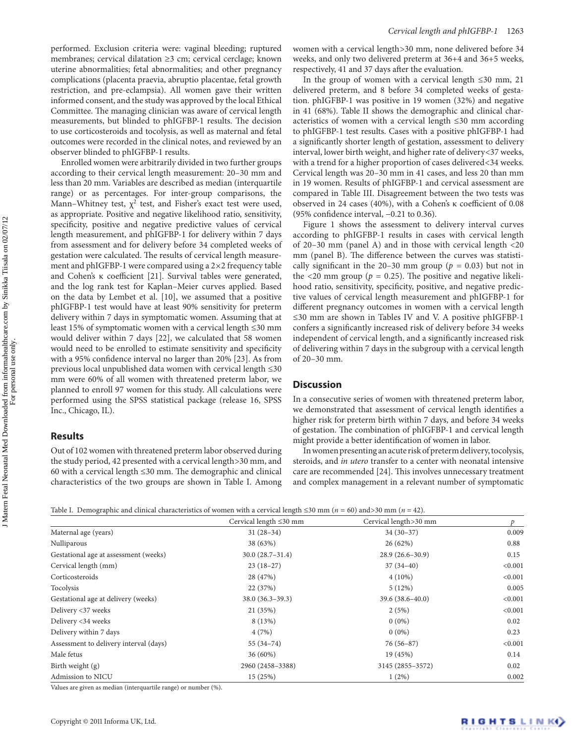performed. Exclusion criteria were: vaginal bleeding; ruptured membranes; cervical dilatation ≥3 cm; cervical cerclage; known uterine abnormalities; fetal abnormalities; and other pregnancy complications (placenta praevia, abruptio placentae, fetal growth restriction, and pre-eclampsia). All women gave their written informed consent, and the study was approved by the local Ethical Committee. The managing clinician was aware of cervical length measurements, but blinded to phIGFBP-1 results. The decision to use corticosteroids and tocolysis, as well as maternal and fetal outcomes were recorded in the clinical notes, and reviewed by an observer blinded to phIGFBP-1 results.

Enrolled women were arbitrarily divided in two further groups according to their cervical length measurement: 20–30 mm and less than 20 mm. Variables are described as median (interquartile range) or as percentages. For inter-group comparisons, the Mann–Whitney test, $\chi^2$ test, and Fisher's exact test were used, as appropriate. Positive and negative likelihood ratio, sensitivity, specificity, positive and negative predictive values of cervical length measurement, and phIGFBP-1 for delivery within 7 days from assessment and for delivery before 34 completed weeks of gestation were calculated. The results of cervical length measurement and phIGFBP-1 were compared using a 2×2 frequency table and Cohen's κ coefficient [21]. Survival tables were generated, and the log rank test for Kaplan–Meier curves applied. Based on the data by Lembet et al. [10], we assumed that a positive phIGFBP-1 test would have at least 90% sensitivity for preterm delivery within 7 days in symptomatic women. Assuming that at least 15% of symptomatic women with a cervical length ≤30 mm would deliver within 7 days [22], we calculated that 58 women would need to be enrolled to estimate sensitivity and specificity with a 95% confidence interval no larger than 20% [23]. As from previous local unpublished data women with cervical length ≤30 mm were 60% of all women with threatened preterm labor, we planned to enroll 97 women for this study. All calculations were performed using the SPSS statistical package (release 16, SPSS Inc., Chicago, IL).

## Results

Out of 102 women with threatened preterm labor observed during the study period, 42 presented with a cervical length>30 mm, and 60 with a cervical length ≤30 mm. The demographic and clinical characteristics of the two groups are shown in Table I. Among women with a cervical length>30 mm, none delivered before 34 weeks, and only two delivered preterm at 36+4 and 36+5 weeks, respectively, 41 and 37 days after the evaluation.

In the group of women with a cervical length ≤30 mm, 21 delivered preterm, and 8 before 34 completed weeks of gestation. phIGFBP-1 was positive in 19 women (32%) and negative in 41 (68%). Table II shows the demographic and clinical characteristics of women with a cervical length ≤30 mm according to phIGFBP-1 test results. Cases with a positive phIGFBP-1 had a significantly shorter length of gestation, assessment to delivery interval, lower birth weight, and higher rate of delivery<37 weeks, with a trend for a higher proportion of cases delivered<34 weeks. Cervical length was 20–30 mm in 41 cases, and less 20 than mm in 19 women. Results of phIGFBP-1 and cervical assessment are compared in Table III. Disagreement between the two tests was observed in 24 cases (40%), with a Cohen's κ coefficient of 0.08 (95% confidence interval, −0.21 to 0.36).

Figure 1 shows the assessment to delivery interval curves according to phIGFBP-1 results in cases with cervical length of 20–30 mm (panel A) and in those with cervical length <20 mm (panel B). The difference between the curves was statistically significant in the 20–30 mm group ($p$ = 0.03) but not in the <20 mm group ($p$ = 0.25). The positive and negative likelihood ratio, sensitivity, specificity, positive, and negative predictive values of cervical length measurement and phIGFBP-1 for different pregnancy outcomes in women with a cervical length ≤30 mm are shown in Tables IV and V. A positive phIGFBP-1 confers a significantly increased risk of delivery before 34 weeks independent of cervical length, and a significantly increased risk of delivering within 7 days in the subgroup with a cervical length of 20–30 mm.

## Discussion

In a consecutive series of women with threatened preterm labor, we demonstrated that assessment of cervical length identifies a higher risk for preterm birth within 7 days, and before 34 weeks of gestation. The combination of phIGFBP-1 and cervical length might provide a better identification of women in labor.

In women presenting an acute risk of preterm delivery, tocolysis, steroids, and *in utero* transfer to a center with neonatal intensive care are recommended [24]. This involves unnecessary treatment and complex management in a relevant number of symptomatic

Table I. Demographic and clinical characteristics of women with a cervical length ≤30 mm ($n$ = 60) and>30 mm ($n$ = 42).

| | Cervical length ≤30 mm | Cervical length>30 mm | $p$ |
|---|---|---|---|
| Maternal age (years) | 31 (28–34) | 34 (30–37) | 0.009 |
| Nulliparous | 38 (63%) | 26 (62%) | 0.88 |
| Gestational age at assessment (weeks) | 30.0 (28.7–31.4) | 28.9 (26.6–30.9) | 0.15 |
| Cervical length (mm) | 23 (18–27) | 37 (34–40) | <0.001 |
| Corticosteroids | 28 (47%) | 4 (10%) | <0.001 |
| Tocolysis | 22 (37%) | 5 (12%) | 0.005 |
| Gestational age at delivery (weeks) | 38.0 (36.3–39.3) | 39.6 (38.6–40.0) | <0.001 |
| Delivery <37 weeks | 21 (35%) | 2 (5%) | <0.001 |
| Delivery <34 weeks | 8 (13%) | 0 (0%) | 0.02 |
| Delivery within 7 days | 4 (7%) | 0 (0%) | 0.23 |
| Assessment to delivery interval (days) | 55 (34–74) | 76 (56–87) | <0.001 |
| Male fetus | 36 (60%) | 19 (45%) | 0.14 |
| Birth weight (g) | 2960 (2458–3388) | 3145 (2855–3572) | 0.02 |
| Admission to NICU | 15 (25%) | 1 (2%) | 0.002 |

Values are given as median (interquartile range) or number (%).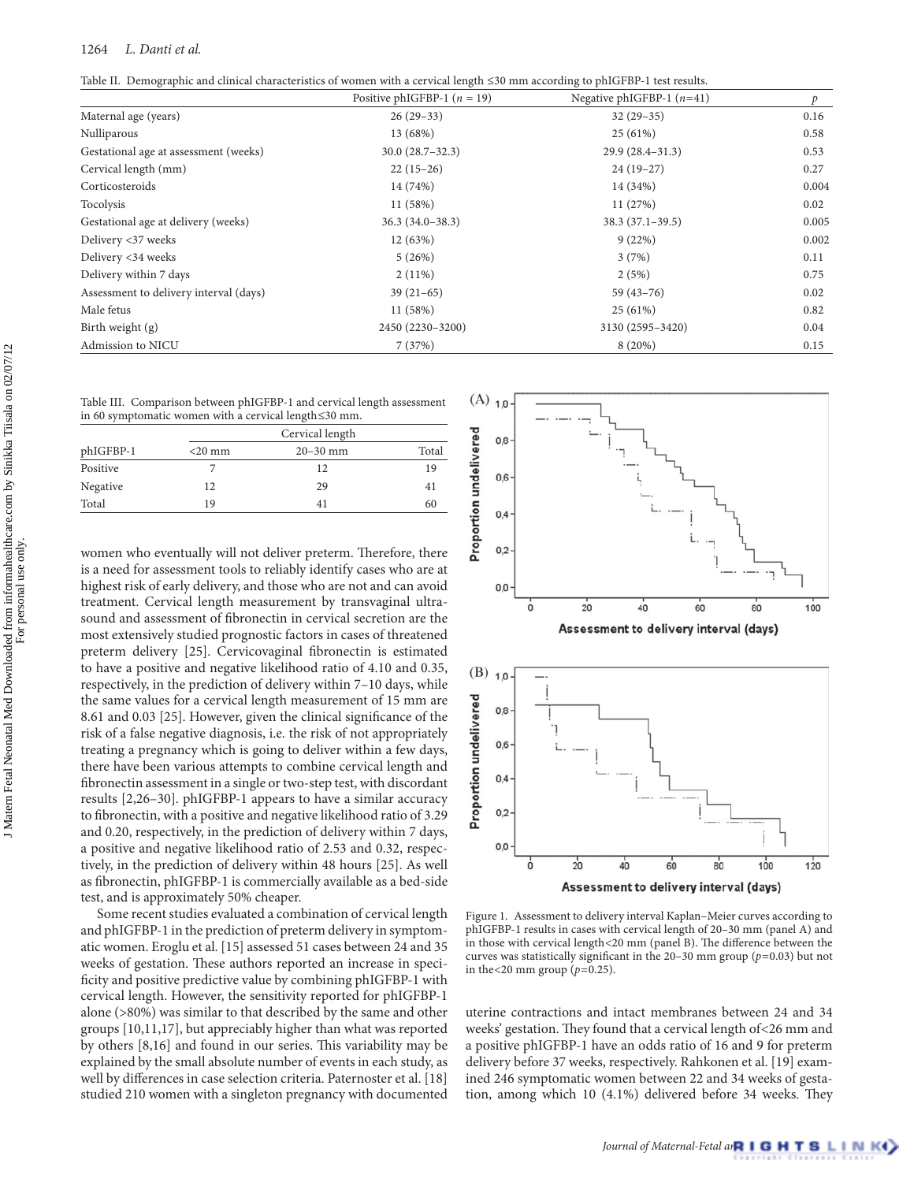Table II. Demographic and clinical characteristics of women with a cervical length ≤30 mm according to phIGFBP-1 test results.

| | Positive phIGFBP-1 ($n$ = 19) | Negative phIGFBP-1 ($n$=41) | $p$ |
|---|---|---|---|
| Maternal age (years) | 26 (29–33) | 32 (29–35) | 0.16 |
| Nulliparous | 13 (68%) | 25 (61%) | 0.58 |
| Gestational age at assessment (weeks) | 30.0 (28.7–32.3) | 29.9 (28.4–31.3) | 0.53 |
| Cervical length (mm) | 22 (15–26) | 24 (19–27) | 0.27 |
| Corticosteroids | 14 (74%) | 14 (34%) | 0.004 |
| Tocolysis | 11 (58%) | 11 (27%) | 0.02 |
| Gestational age at delivery (weeks) | 36.3 (34.0–38.3) | 38.3 (37.1–39.5) | 0.005 |
| Delivery <37 weeks | 12 (63%) | 9 (22%) | 0.002 |
| Delivery <34 weeks | 5 (26%) | 3 (7%) | 0.11 |
| Delivery within 7 days | 2 (11%) | 2 (5%) | 0.75 |
| Assessment to delivery interval (days) | 39 (21–65) | 59 (43–76) | 0.02 |
| Male fetus | 11 (58%) | 25 (61%) | 0.82 |
| Birth weight (g) | 2450 (2230–3200) | 3130 (2595–3420) | 0.04 |
| Admission to NICU | 7 (37%) | 8 (20%) | 0.15 |

Table III. Comparison between phIGFBP-1 and cervical length assessment in 60 symptomatic women with a cervical length≤30 mm.

| | Cervical length | | |
|---|---|---|---|
| phIGFBP-1 | <20 mm | 20–30 mm | Total |
| Positive | 7 | 12 | 19 |
| Negative | 12 | 29 | 41 |
| Total | 19 | 41 | 60 |

Figure 1. Assessment to delivery interval Kaplan–Meier curves according to phIGFBP-1 results in cases with cervical length of 20–30 mm (panel A) and in those with cervical length<20 mm (panel B). The difference between the curves was statistically significant in the 20–30 mm group ($p$=0.03) but not in the<20 mm group ($p$=0.25).

women who eventually will not deliver preterm. Therefore, there is a need for assessment tools to reliably identify cases who are at highest risk of early delivery, and those who are not and can avoid treatment. Cervical length measurement by transvaginal ultrasound and assessment of fibronectin in cervical secretion are the most extensively studied prognostic factors in cases of threatened preterm delivery [25]. Cervicovaginal fibronectin is estimated to have a positive and negative likelihood ratio of 4.10 and 0.35, respectively, in the prediction of delivery within 7–10 days, while the same values for a cervical length measurement of 15 mm are 8.61 and 0.03 [25]. However, given the clinical significance of the risk of a false negative diagnosis, i.e. the risk of not appropriately treating a pregnancy which is going to deliver within a few days, there have been various attempts to combine cervical length and fibronectin assessment in a single or two-step test, with discordant results [2,26–30]. phIGFBP-1 appears to have a similar accuracy to fibronectin, with a positive and negative likelihood ratio of 3.29 and 0.20, respectively, in the prediction of delivery within 7 days, a positive and negative likelihood ratio of 2.53 and 0.32, respectively, in the prediction of delivery within 48 hours [25]. As well as fibronectin, phIGFBP-1 is commercially available as a bed-side test, and is approximately 50% cheaper.

Some recent studies evaluated a combination of cervical length and phIGFBP-1 in the prediction of preterm delivery in symptomatic women. Eroglu et al. [15] assessed 51 cases between 24 and 35 weeks of gestation. These authors reported an increase in specificity and positive predictive value by combining phIGFBP-1 with cervical length. However, the sensitivity reported for phIGFBP-1 alone (>80%) was similar to that described by the same and other groups [10,11,17], but appreciably higher than what was reported by others [8,16] and found in our series. This variability may be explained by the small absolute number of events in each study, as well by differences in case selection criteria. Paternoster et al. [18] studied 210 women with a singleton pregnancy with documented uterine contractions and intact membranes between 24 and 34 weeks' gestation. They found that a cervical length of<26 mm and a positive phIGFBP-1 have an odds ratio of 16 and 9 for preterm delivery before 37 weeks, respectively. Rahkonen et al. [19] examined 246 symptomatic women between 22 and 34 weeks of gestation, among which 10 (4.1%) delivered before 34 weeks. They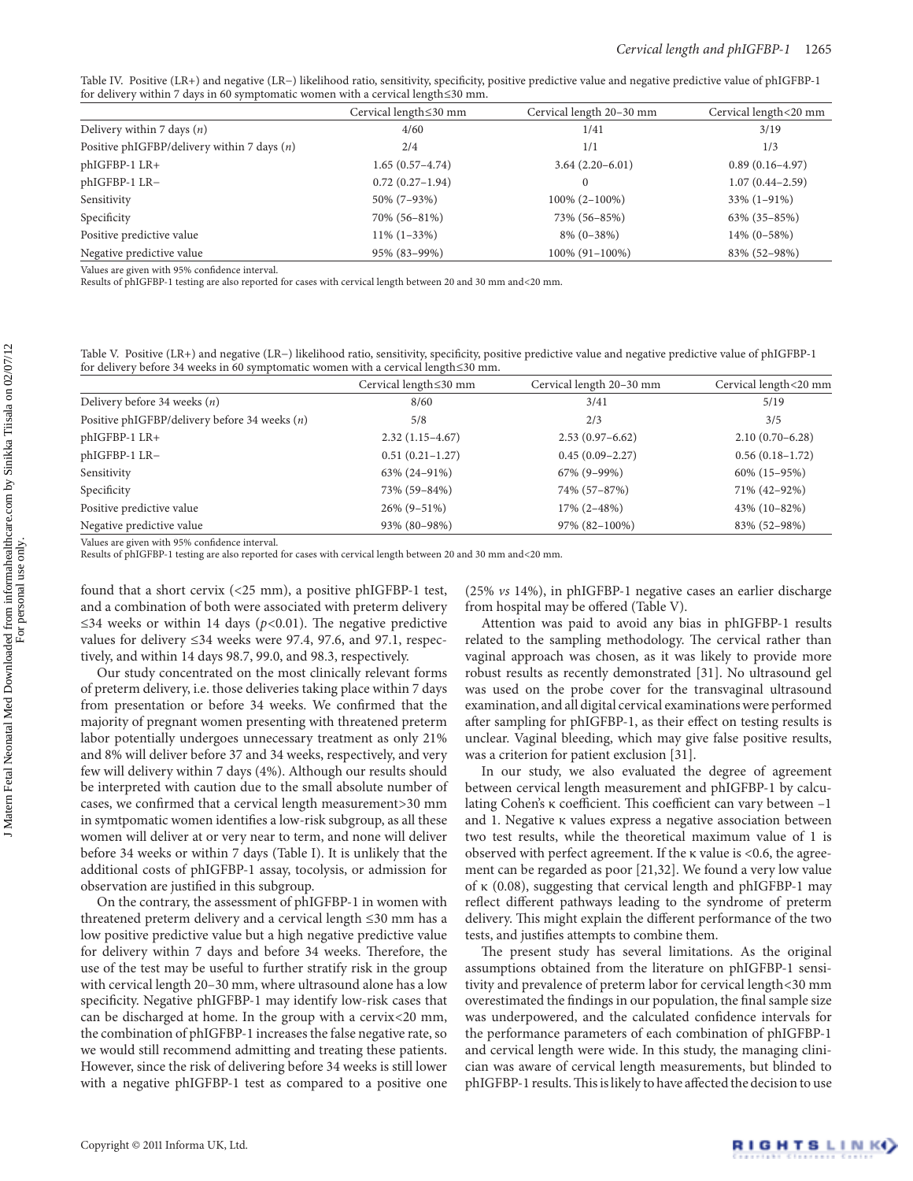Table IV. Positive (LR+) and negative (LR–) likelihood ratio, sensitivity, specificity, positive predictive value and negative predictive value of phIGFBP-1 for delivery within 7 days in 60 symptomatic women with a cervical length≤30 mm.

| | Cervical length≤30 mm | Cervical length 20–30 mm | Cervical length<20 mm |
|---|---|---|---|
| Delivery within 7 days (*n*) | 4/60 | 1/41 | 3/19 |
| Positive phIGFBP/delivery within 7 days (*n*) | 2/4 | 1/1 | 1/3 |
| phIGFBP-1 LR+ | 1.65 (0.57–4.74) | 3.64 (2.20–6.01) | 0.89 (0.16–4.97) |
| phIGFBP-1 LR– | 0.72 (0.27–1.94) | 0 | 1.07 (0.44–2.59) |
| Sensitivity | 50% (7–93%) | 100% (2–100%) | 33% (1–91%) |
| Specificity | 70% (56–81%) | 73% (56–85%) | 63% (35–85%) |
| Positive predictive value | 11% (1–33%) | 8% (0–38%) | 14% (0–58%) |
| Negative predictive value | 95% (83–99%) | 100% (91–100%) | 83% (52–98%) |

Values are given with 95% confidence interval.
Results of phIGFBP-1 testing are also reported for cases with cervical length between 20 and 30 mm and<20 mm.

Table V. Positive (LR+) and negative (LR–) likelihood ratio, sensitivity, specificity, positive predictive value and negative predictive value of phIGFBP-1 for delivery before 34 weeks in 60 symptomatic women with a cervical length≤30 mm.

| | Cervical length≤30 mm | Cervical length 20–30 mm | Cervical length<20 mm |
|---|---|---|---|
| Delivery before 34 weeks (*n*) | 8/60 | 3/41 | 5/19 |
| Positive phIGFBP/delivery before 34 weeks (*n*) | 5/8 | 2/3 | 3/5 |
| phIGFBP-1 LR+ | 2.32 (1.15–4.67) | 2.53 (0.97–6.62) | 2.10 (0.70–6.28) |
| phIGFBP-1 LR– | 0.51 (0.21–1.27) | 0.45 (0.09–2.27) | 0.56 (0.18–1.72) |
| Sensitivity | 63% (24–91%) | 67% (9–99%) | 60% (15–95%) |
| Specificity | 73% (59–84%) | 74% (57–87%) | 71% (42–92%) |
| Positive predictive value | 26% (9–51%) | 17% (2–48%) | 43% (10–82%) |
| Negative predictive value | 93% (80–98%) | 97% (82–100%) | 83% (52–98%) |

Values are given with 95% confidence interval.
Results of phIGFBP-1 testing are also reported for cases with cervical length between 20 and 30 mm and<20 mm.

found that a short cervix (<25 mm), a positive phIGFBP-1 test, and a combination of both were associated with preterm delivery ≤34 weeks or within 14 days ($p$<0.01). The negative predictive values for delivery ≤34 weeks were 97.4, 97.6, and 97.1, respectively, and within 14 days 98.7, 99.0, and 98.3, respectively.

Our study concentrated on the most clinically relevant forms of preterm delivery, i.e. those deliveries taking place within 7 days from presentation or before 34 weeks. We confirmed that the majority of pregnant women presenting with threatened preterm labor potentially undergoes unnecessary treatment as only 21% and 8% will deliver before 37 and 34 weeks, respectively, and very few will delivery within 7 days (4%). Although our results should be interpreted with caution due to the small absolute number of cases, we confirmed that a cervical length measurement>30 mm in symtpomatic women identifies a low-risk subgroup, as all these women will deliver at or very near to term, and none will deliver before 34 weeks or within 7 days (Table I). It is unlikely that the additional costs of phIGFBP-1 assay, tocolysis, or admission for observation are justified in this subgroup.

On the contrary, the assessment of phIGFBP-1 in women with threatened preterm delivery and a cervical length ≤30 mm has a low positive predictive value but a high negative predictive value for delivery within 7 days and before 34 weeks. Therefore, the use of the test may be useful to further stratify risk in the group with cervical length 20–30 mm, where ultrasound alone has a low specificity. Negative phIGFBP-1 may identify low-risk cases that can be discharged at home. In the group with a cervix<20 mm, the combination of phIGFBP-1 increases the false negative rate, so we would still recommend admitting and treating these patients. However, since the risk of delivering before 34 weeks is still lower with a negative phIGFBP-1 test as compared to a positive one (25% *vs* 14%), in phIGFBP-1 negative cases an earlier discharge from hospital may be offered (Table V).

Attention was paid to avoid any bias in phIGFBP-1 results related to the sampling methodology. The cervical rather than vaginal approach was chosen, as it was likely to provide more robust results as recently demonstrated [31]. No ultrasound gel was used on the probe cover for the transvaginal ultrasound examination, and all digital cervical examinations were performed after sampling for phIGFBP-1, as their effect on testing results is unclear. Vaginal bleeding, which may give false positive results, was a criterion for patient exclusion [31].

In our study, we also evaluated the degree of agreement between cervical length measurement and phIGFBP-1 by calculating Cohen's κ coefficient. This coefficient can vary between –1 and 1. Negative κ values express a negative association between two test results, while the theoretical maximum value of 1 is observed with perfect agreement. If the κ value is <0.6, the agreement can be regarded as poor [21,32]. We found a very low value of κ (0.08), suggesting that cervical length and phIGFBP-1 may reflect different pathways leading to the syndrome of preterm delivery. This might explain the different performance of the two tests, and justifies attempts to combine them.

The present study has several limitations. As the original assumptions obtained from the literature on phIGFBP-1 sensitivity and prevalence of preterm labor for cervical length<30 mm overestimated the findings in our population, the final sample size was underpowered, and the calculated confidence intervals for the performance parameters of each combination of phIGFBP-1 and cervical length were wide. In this study, the managing clinician was aware of cervical length measurements, but blinded to phIGFBP-1 results. This is likely to have affected the decision to use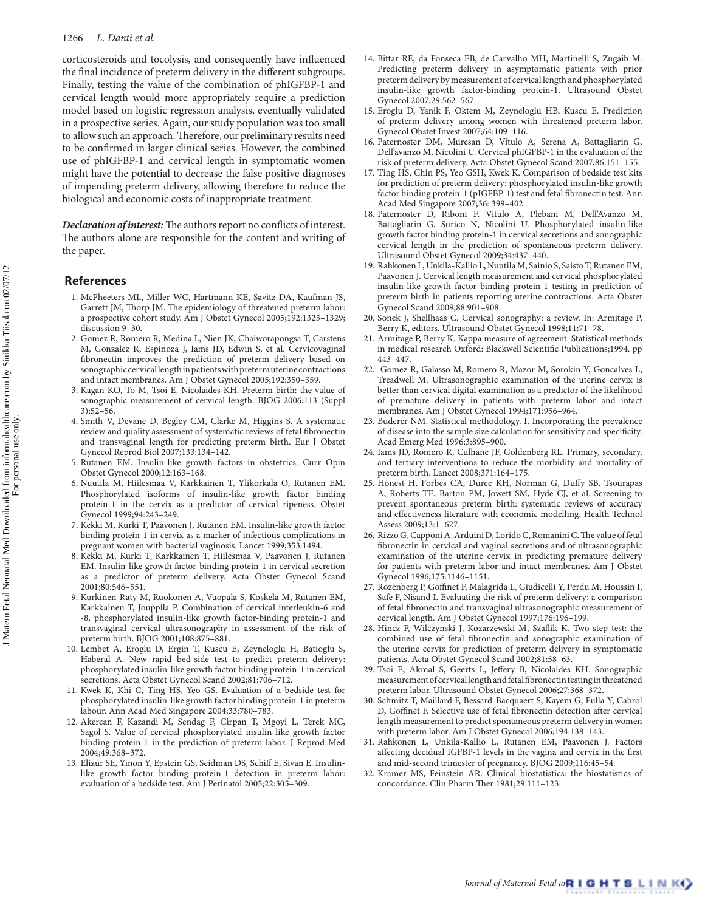corticosteroids and tocolysis, and consequently have influenced the final incidence of preterm delivery in the different subgroups. Finally, testing the value of the combination of phIGFBP-1 and cervical length would more appropriately require a prediction model based on logistic regression analysis, eventually validated in a prospective series. Again, our study population was too small to allow such an approach. Therefore, our preliminary results need to be confirmed in larger clinical series. However, the combined use of phIGFBP-1 and cervical length in symptomatic women might have the potential to decrease the false positive diagnoses of impending preterm delivery, allowing therefore to reduce the biological and economic costs of inappropriate treatment.

***Declaration of interest:*** The authors report no conflicts of interest. The authors alone are responsible for the content and writing of the paper.

## References

1. McPheeters ML, Miller WC, Hartmann KE, Savitz DA, Kaufman JS, Garrett JM, Thorp JM. The epidemiology of threatened preterm labor: a prospective cohort study. Am J Obstet Gynecol 2005;192:1325–1329; discussion 9–30.
2. Gomez R, Romero R, Medina L, Nien JK, Chaiworapongsa T, Carstens M, Gonzalez R, Espinoza J, Iams JD, Edwin S, et al. Cervicovaginal fibronectin improves the prediction of preterm delivery based on sonographic cervical length in patients with preterm uterine contractions and intact membranes. Am J Obstet Gynecol 2005;192:350–359.
3. Kagan KO, To M, Tsoi E, Nicolaides KH. Preterm birth: the value of sonographic measurement of cervical length. BJOG 2006;113 (Suppl 3):52–56.
4. Smith V, Devane D, Begley CM, Clarke M, Higgins S. A systematic review and quality assessment of systematic reviews of fetal fibronectin and transvaginal length for predicting preterm birth. Eur J Obstet Gynecol Reprod Biol 2007;133:134–142.
5. Rutanen EM. Insulin-like growth factors in obstetrics. Curr Opin Obstet Gynecol 2000;12:163–168.
6. Nuutila M, Hiilesmaa V, Karkkainen T, Ylikorkala O, Rutanen EM. Phosphorylated isoforms of insulin-like growth factor binding protein-1 in the cervix as a predictor of cervical ripeness. Obstet Gynecol 1999;94:243–249.
7. Kekki M, Kurki T, Paavonen J, Rutanen EM. Insulin-like growth factor binding protein-1 in cervix as a marker of infectious complications in pregnant women with bacterial vaginosis. Lancet 1999;353:1494.
8. Kekki M, Kurki T, Karkkainen T, Hiilesmaa V, Paavonen J, Rutanen EM. Insulin-like growth factor-binding protein-1 in cervical secretion as a predictor of preterm delivery. Acta Obstet Gynecol Scand 2001;80:546–551.
9. Kurkinen-Raty M, Ruokonen A, Vuopala S, Koskela M, Rutanen EM, Karkkainen T, Jouppila P. Combination of cervical interleukin-6 and -8, phosphorylated insulin-like growth factor-binding protein-1 and transvaginal cervical ultrasonography in assessment of the risk of preterm birth. BJOG 2001;108:875–881.
10. Lembet A, Eroglu D, Ergin T, Kuscu E, Zeyneloglu H, Batioglu S, Haberal A. New rapid bed-side test to predict preterm delivery: phosphorylated insulin-like growth factor binding protein-1 in cervical secretions. Acta Obstet Gynecol Scand 2002;81:706–712.
11. Kwek K, Khi C, Ting HS, Yeo GS. Evaluation of a bedside test for phosphorylated insulin-like growth factor binding protein-1 in preterm labour. Ann Acad Med Singapore 2004;33:780–783.
12. Akercan F, Kazandi M, Sendag F, Cirpan T, Mgoyi L, Terek MC, Sagol S. Value of cervical phosphorylated insulin like growth factor binding protein-1 in the prediction of preterm labor. J Reprod Med 2004;49:368–372.
13. Elizur SE, Yinon Y, Epstein GS, Seidman DS, Schiff E, Sivan E. Insulin-like growth factor binding protein-1 detection in preterm labor: evaluation of a bedside test. Am J Perinatol 2005;22:305–309.
14. Bittar RE, da Fonseca EB, de Carvalho MH, Martinelli S, Zugaib M. Predicting preterm delivery in asymptomatic patients with prior preterm delivery by measurement of cervical length and phosphorylated insulin-like growth factor-binding protein-1. Ultrasound Obstet Gynecol 2007;29:562–567.
15. Eroglu D, Yanik F, Oktem M, Zeyneloglu HB, Kuscu E. Prediction of preterm delivery among women with threatened preterm labor. Gynecol Obstet Invest 2007;64:109–116.
16. Paternoster DM, Muresan D, Vitulo A, Serena A, Battagliarin G, Dell'avanzo M, Nicolini U. Cervical phIGFBP-1 in the evaluation of the risk of preterm delivery. Acta Obstet Gynecol Scand 2007;86:151–155.
17. Ting HS, Chin PS, Yeo GSH, Kwek K. Comparison of bedside test kits for prediction of preterm delivery: phosphorylated insulin-like growth factor binding protein-1 (pIGFBP-1) test and fetal fibronectin test. Ann Acad Med Singapore 2007;36: 399–402.
18. Paternoster D, Riboni F, Vitulo A, Plebani M, Dell'Avanzo M, Battagliarin G, Surico N, Nicolini U. Phosphorylated insulin-like growth factor binding protein-1 in cervical secretions and sonographic cervical length in the prediction of spontaneous preterm delivery. Ultrasound Obstet Gynecol 2009;34:437–440.
19. Rahkonen L, Unkila-Kallio L, Nuutila M, Sainio S, Saisto T, Rutanen EM, Paavonen J. Cervical length measurement and cervical phosphorylated insulin-like growth factor binding protein-1 testing in prediction of preterm birth in patients reporting uterine contractions. Acta Obstet Gynecol Scand 2009;88:901–908.
20. Sonek J, Shellhaas C. Cervical sonography: a review. In: Armitage P, Berry K, editors. Ultrasound Obstet Gynecol 1998;11:71–78.
21. Armitage P, Berry K. Kappa measure of agreement. Statistical methods in medical research Oxford: Blackwell Scientific Publications;1994. pp 443–447.
22. Gomez R, Galasso M, Romero R, Mazor M, Sorokin Y, Goncalves L, Treadwell M. Ultrasonographic examination of the uterine cervix is better than cervical digital examination as a predictor of the likelihood of premature delivery in patients with preterm labor and intact membranes. Am J Obstet Gynecol 1994;171:956–964.
23. Buderer NM. Statistical methodology. I. Incorporating the prevalence of disease into the sample size calculation for sensitivity and specificity. Acad Emerg Med 1996;3:895–900.
24. Iams JD, Romero R, Culhane JF, Goldenberg RL. Primary, secondary, and tertiary interventions to reduce the morbidity and mortality of preterm birth. Lancet 2008;371:164–175.
25. Honest H, Forbes CA, Duree KH, Norman G, Duffy SB, Tsourapas A, Roberts TE, Barton PM, Jowett SM, Hyde CJ, et al. Screening to prevent spontaneous preterm birth: systematic reviews of accuracy and effectiveness literature with economic modelling. Health Technol Assess 2009;13:1–627.
26. Rizzo G, Capponi A, Arduini D, Lorido C, Romanini C. The value of fetal fibronectin in cervical and vaginal secretions and of ultrasonographic examination of the uterine cervix in predicting premature delivery for patients with preterm labor and intact membranes. Am J Obstet Gynecol 1996;175:1146–1151.
27. Rozenberg P, Goffinet F, Malagrida L, Giudicelli Y, Perdu M, Houssin I, Safe F, Nisand I. Evaluating the risk of preterm delivery: a comparison of fetal fibronectin and transvaginal ultrasonographic measurement of cervical length. Am J Obstet Gynecol 1997;176:196–199.
28. Hincz P, Wilczynski J, Kozarzewski M, Szaflik K. Two-step test: the combined use of fetal fibronectin and sonographic examination of the uterine cervix for prediction of preterm delivery in symptomatic patients. Acta Obstet Gynecol Scand 2002;81:58–63.
29. Tsoi E, Akmal S, Geerts L, Jeffery B, Nicolaides KH. Sonographic measurement of cervical length and fetal fibronectin testing in threatened preterm labor. Ultrasound Obstet Gynecol 2006;27:368–372.
30. Schmitz T, Maillard F, Bessard-Bacquaert S, Kayem G, Fulla Y, Cabrol D, Goffinet F. Selective use of fetal fibronectin detection after cervical length measurement to predict spontaneous preterm delivery in women with preterm labor. Am J Obstet Gynecol 2006;194:138–143.
31. Rahkonen L, Unkila-Kallio L, Rutanen EM, Paavonen J. Factors affecting decidual IGFBP-1 levels in the vagina and cervix in the first and mid-second trimester of pregnancy. BJOG 2009;116:45–54.
32. Kramer MS, Feinstein AR. Clinical biostatistics: the biostatistics of concordance. Clin Pharm Ther 1981;29:111–123.